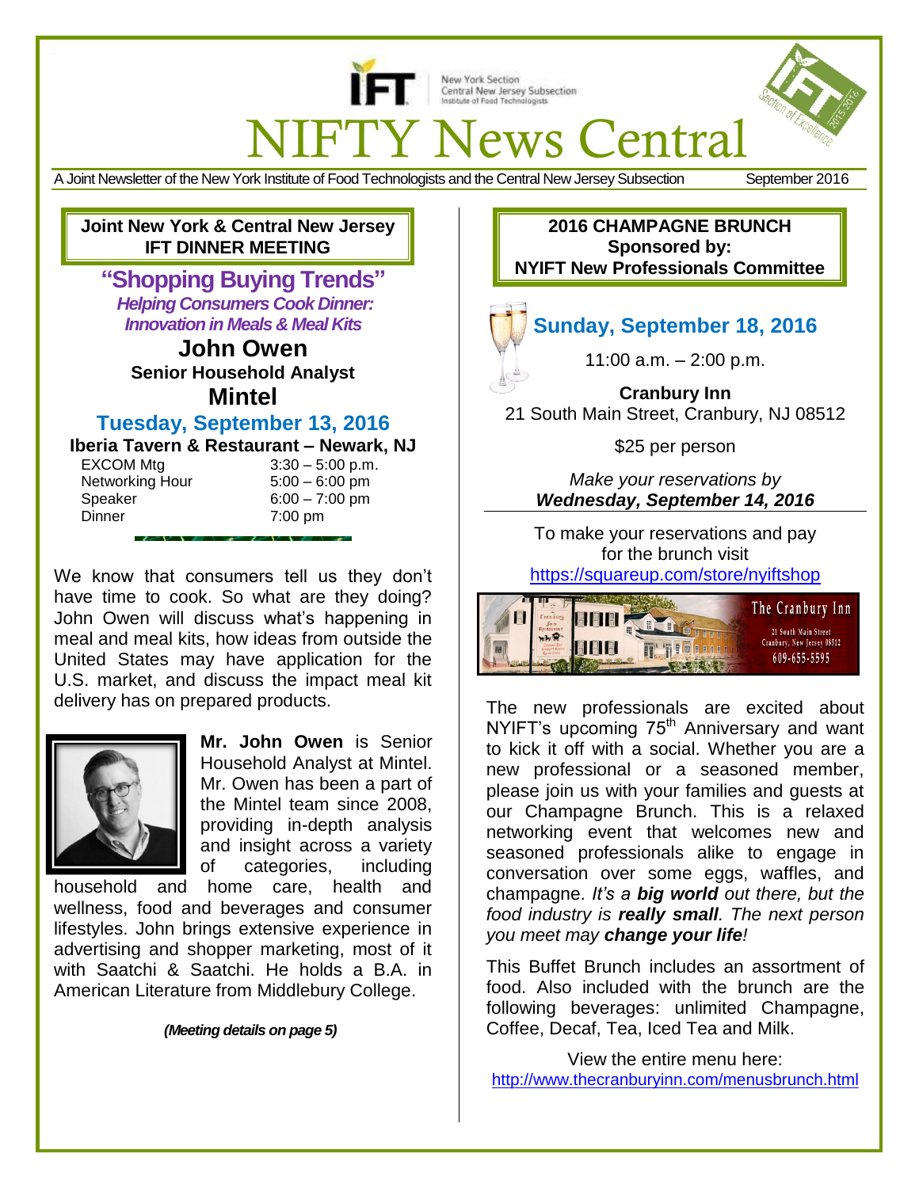IFT New York Section Central New Jersey Subsection Institute of Food Technologists

# NIFTY News Central

A Joint Newsletter of the New York Institute of Food Technologists and the Central New Jersey Subsection — September 2016

## Joint New York & Central New Jersey IFT DINNER MEETING

### "Shopping Buying Trends"

***Helping Consumers Cook Dinner: Innovation in Meals & Meal Kits***

**John Owen**
**Senior Household Analyst**
**Mintel**

### Tuesday, September 13, 2016

**Iberia Tavern & Restaurant – Newark, NJ**

| | |
|---|---|
| EXCOM Mtg | 3:30 – 5:00 p.m. |
| Networking Hour | 5:00 – 6:00 pm |
| Speaker | 6:00 – 7:00 pm |
| Dinner | 7:00 pm |

We know that consumers tell us they don't have time to cook. So what are they doing? John Owen will discuss what's happening in meal and meal kits, how ideas from outside the United States may have application for the U.S. market, and discuss the impact meal kit delivery has on prepared products.

**Mr. John Owen** is Senior Household Analyst at Mintel. Mr. Owen has been a part of the Mintel team since 2008, providing in-depth analysis and insight across a variety of categories, including household and home care, health and wellness, food and beverages and consumer lifestyles. John brings extensive experience in advertising and shopper marketing, most of it with Saatchi & Saatchi. He holds a B.A. in American Literature from Middlebury College.

***(Meeting details on page 5)***

## 2016 CHAMPAGNE BRUNCH Sponsored by: NYIFT New Professionals Committee

### Sunday, September 18, 2016

11:00 a.m. – 2:00 p.m.

**Cranbury Inn**
21 South Main Street, Cranbury, NJ 08512

$25 per person

*Make your reservations by*
***Wednesday, September 14, 2016***

To make your reservations and pay for the brunch visit
https://squareup.com/store/nyiftshop

The Cranbury Inn
21 South Main Street
Cranbury, New Jersey 08512
609-655-5595

The new professionals are excited about NYIFT's upcoming 75th Anniversary and want to kick it off with a social. Whether you are a new professional or a seasoned member, please join us with your families and guests at our Champagne Brunch. This is a relaxed networking event that welcomes new and seasoned professionals alike to engage in conversation over some eggs, waffles, and champagne. *It's a **big world** out there, but the food industry is **really small**. The next person you meet may **change your life**!*

This Buffet Brunch includes an assortment of food. Also included with the brunch are the following beverages: unlimited Champagne, Coffee, Decaf, Tea, Iced Tea and Milk.

View the entire menu here:
http://www.thecranburyinn.com/menusbrunch.html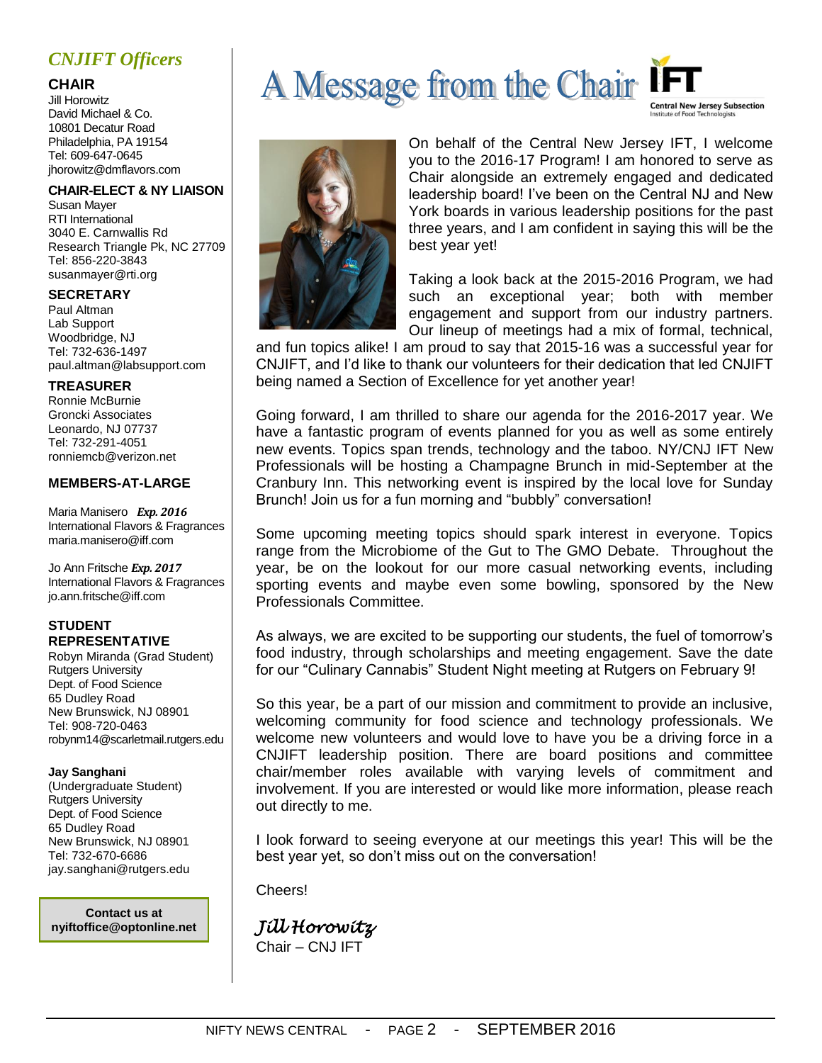## *CNJIFT Officers*

**CHAIR**
Jill Horowitz
David Michael & Co.
10801 Decatur Road
Philadelphia, PA 19154
Tel: 609-647-0645
jhorowitz@dmflavors.com

**CHAIR-ELECT & NY LIAISON**
Susan Mayer
RTI International
3040 E. Carnwallis Rd
Research Triangle Pk, NC 27709
Tel: 856-220-3843
susanmayer@rti.org

**SECRETARY**
Paul Altman
Lab Support
Woodbridge, NJ
Tel: 732-636-1497
paul.altman@labsupport.com

**TREASURER**
Ronnie McBurnie
Groncki Associates
Leonardo, NJ 07737
Tel: 732-291-4051
ronniemcb@verizon.net

**MEMBERS-AT-LARGE**

Maria Manisero ***Exp. 2016***
International Flavors & Fragrances
maria.manisero@iff.com

Jo Ann Fritsche ***Exp. 2017***
International Flavors & Fragrances
jo.ann.fritsche@iff.com

**STUDENT REPRESENTATIVE**
Robyn Miranda (Grad Student)
Rutgers University
Dept. of Food Science
65 Dudley Road
New Brunswick, NJ 08901
Tel: 908-720-0463
robynm14@scarletmail.rutgers.edu

**Jay Sanghani**
(Undergraduate Student)
Rutgers University
Dept. of Food Science
65 Dudley Road
New Brunswick, NJ 08901
Tel: 732-670-6686
jay.sanghani@rutgers.edu

**Contact us at nyiftoffice@optonline.net**

# A Message from the Chair

IFT Central New Jersey Subsection, Institute of Food Technologists

On behalf of the Central New Jersey IFT, I welcome you to the 2016-17 Program! I am honored to serve as Chair alongside an extremely engaged and dedicated leadership board! I've been on the Central NJ and New York boards in various leadership positions for the past three years, and I am confident in saying this will be the best year yet!

Taking a look back at the 2015-2016 Program, we had such an exceptional year; both with member engagement and support from our industry partners. Our lineup of meetings had a mix of formal, technical, and fun topics alike! I am proud to say that 2015-16 was a successful year for CNJIFT, and I'd like to thank our volunteers for their dedication that led CNJIFT being named a Section of Excellence for yet another year!

Going forward, I am thrilled to share our agenda for the 2016-2017 year. We have a fantastic program of events planned for you as well as some entirely new events. Topics span trends, technology and the taboo. NY/CNJ IFT New Professionals will be hosting a Champagne Brunch in mid-September at the Cranbury Inn. This networking event is inspired by the local love for Sunday Brunch! Join us for a fun morning and "bubbly" conversation!

Some upcoming meeting topics should spark interest in everyone. Topics range from the Microbiome of the Gut to The GMO Debate. Throughout the year, be on the lookout for our more casual networking events, including sporting events and maybe even some bowling, sponsored by the New Professionals Committee.

As always, we are excited to be supporting our students, the fuel of tomorrow's food industry, through scholarships and meeting engagement. Save the date for our "Culinary Cannabis" Student Night meeting at Rutgers on February 9!

So this year, be a part of our mission and commitment to provide an inclusive, welcoming community for food science and technology professionals. We welcome new volunteers and would love to have you be a driving force in a CNJIFT leadership position. There are board positions and committee chair/member roles available with varying levels of commitment and involvement. If you are interested or would like more information, please reach out directly to me.

I look forward to seeing everyone at our meetings this year! This will be the best year yet, so don't miss out on the conversation!

Cheers!

*Jill Horowitz*
Chair – CNJ IFT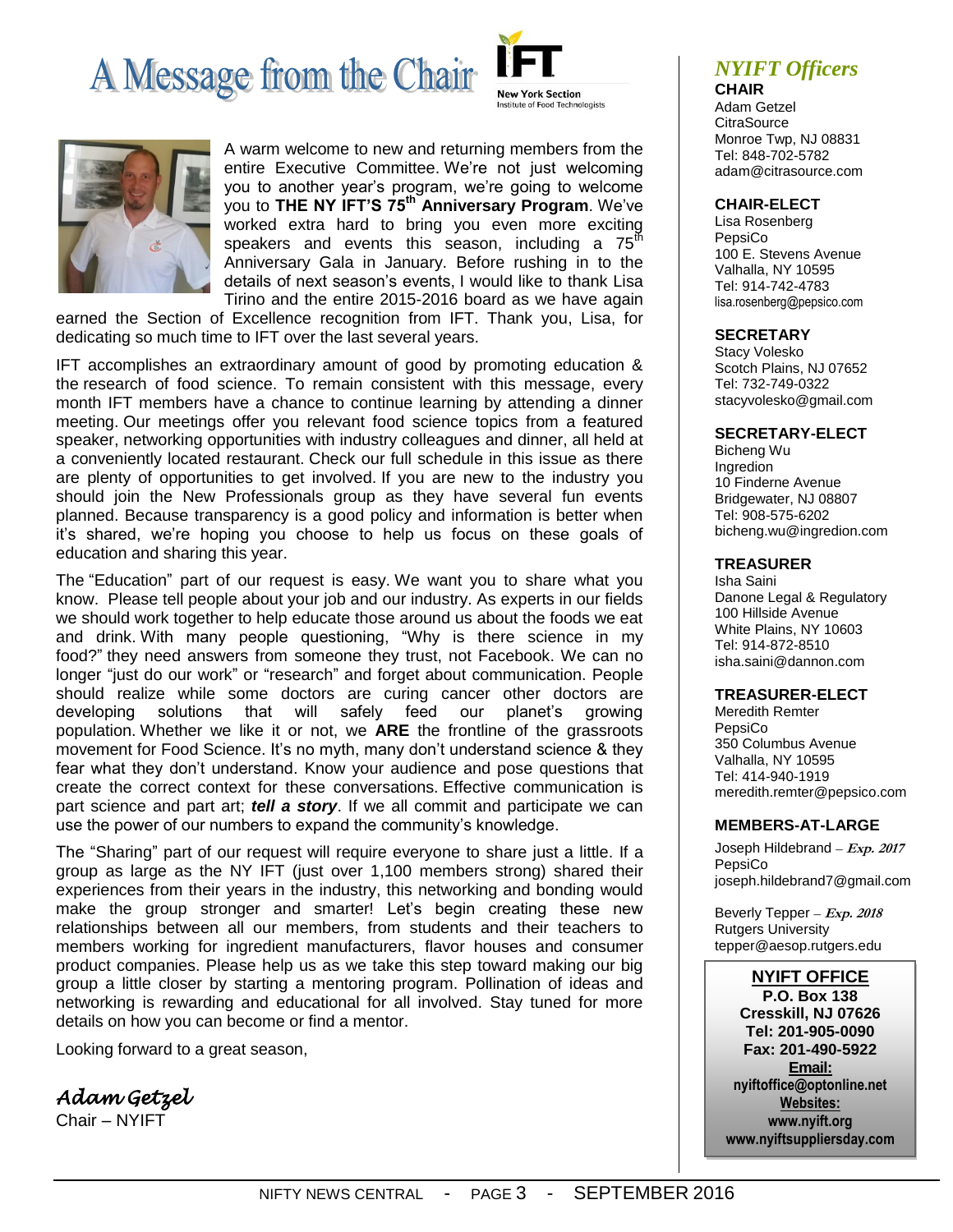# A Message from the Chair

A warm welcome to new and returning members from the entire Executive Committee. We're not just welcoming you to another year's program, we're going to welcome you to **THE NY IFT'S 75th Anniversary Program**. We've worked extra hard to bring you even more exciting speakers and events this season, including a 75th Anniversary Gala in January. Before rushing in to the details of next season's events, I would like to thank Lisa Tirino and the entire 2015-2016 board as we have again earned the Section of Excellence recognition from IFT. Thank you, Lisa, for dedicating so much time to IFT over the last several years.

IFT accomplishes an extraordinary amount of good by promoting education & the research of food science. To remain consistent with this message, every month IFT members have a chance to continue learning by attending a dinner meeting. Our meetings offer you relevant food science topics from a featured speaker, networking opportunities with industry colleagues and dinner, all held at a conveniently located restaurant. Check our full schedule in this issue as there are plenty of opportunities to get involved. If you are new to the industry you should join the New Professionals group as they have several fun events planned. Because transparency is a good policy and information is better when it's shared, we're hoping you choose to help us focus on these goals of education and sharing this year.

The "Education" part of our request is easy. We want you to share what you know. Please tell people about your job and our industry. As experts in our fields we should work together to help educate those around us about the foods we eat and drink. With many people questioning, "Why is there science in my food?" they need answers from someone they trust, not Facebook. We can no longer "just do our work" or "research" and forget about communication. People should realize while some doctors are curing cancer other doctors are developing solutions that will safely feed our planet's growing population. Whether we like it or not, we **ARE** the frontline of the grassroots movement for Food Science. It's no myth, many don't understand science & they fear what they don't understand. Know your audience and pose questions that create the correct context for these conversations. Effective communication is part science and part art; ***tell a story***. If we all commit and participate we can use the power of our numbers to expand the community's knowledge.

The "Sharing" part of our request will require everyone to share just a little. If a group as large as the NY IFT (just over 1,100 members strong) shared their experiences from their years in the industry, this networking and bonding would make the group stronger and smarter! Let's begin creating these new relationships between all our members, from students and their teachers to members working for ingredient manufacturers, flavor houses and consumer product companies. Please help us as we take this step toward making our big group a little closer by starting a mentoring program. Pollination of ideas and networking is rewarding and educational for all involved. Stay tuned for more details on how you can become or find a mentor.

Looking forward to a great season,

*Adam Getzel*
Chair – NYIFT

## *NYIFT Officers*

**CHAIR**
Adam Getzel
CitraSource
Monroe Twp, NJ 08831
Tel: 848-702-5782
adam@citrasource.com

**CHAIR-ELECT**
Lisa Rosenberg
PepsiCo
100 E. Stevens Avenue
Valhalla, NY 10595
Tel: 914-742-4783
lisa.rosenberg@pepsico.com

**SECRETARY**
Stacy Volesko
Scotch Plains, NJ 07652
Tel: 732-749-0322
stacyvolesko@gmail.com

**SECRETARY-ELECT**
Bicheng Wu
Ingredion
10 Finderne Avenue
Bridgewater, NJ 08807
Tel: 908-575-6202
bicheng.wu@ingredion.com

**TREASURER**
Isha Saini
Danone Legal & Regulatory
100 Hillside Avenue
White Plains, NY 10603
Tel: 914-872-8510
isha.saini@dannon.com

**TREASURER-ELECT**
Meredith Remter
PepsiCo
350 Columbus Avenue
Valhalla, NY 10595
Tel: 414-940-1919
meredith.remter@pepsico.com

**MEMBERS-AT-LARGE**

Joseph Hildebrand – ***Exp. 2017***
PepsiCo
joseph.hildebrand7@gmail.com

Beverly Tepper – ***Exp. 2018***
Rutgers University
tepper@aesop.rutgers.edu

**NYIFT OFFICE**
**P.O. Box 138**
**Cresskill, NJ 07626**
**Tel: 201-905-0090**
**Fax: 201-490-5922**
**Email:**
**nyiftoffice@optonline.net**
**Websites:**
**www.nyift.org**
**www.nyiftsuppliersday.com**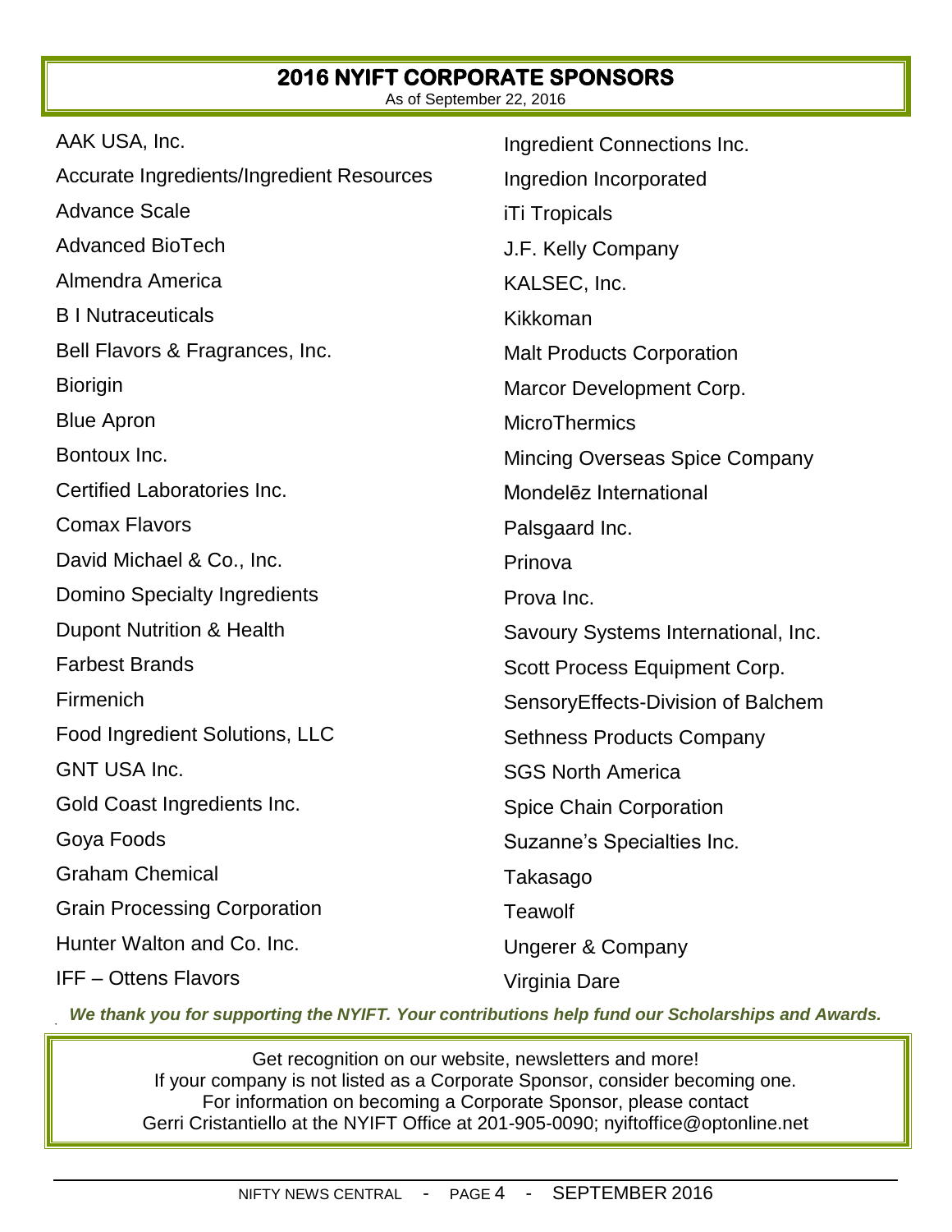## 2016 NYIFT CORPORATE SPONSORS

As of September 22, 2016

AAK USA, Inc.
Accurate Ingredients/Ingredient Resources
Advance Scale
Advanced BioTech
Almendra America
B I Nutraceuticals
Bell Flavors & Fragrances, Inc.
Biorigin
Blue Apron
Bontoux Inc.
Certified Laboratories Inc.
Comax Flavors
David Michael & Co., Inc.
Domino Specialty Ingredients
Dupont Nutrition & Health
Farbest Brands
Firmenich
Food Ingredient Solutions, LLC
GNT USA Inc.
Gold Coast Ingredients Inc.
Goya Foods
Graham Chemical
Grain Processing Corporation
Hunter Walton and Co. Inc.
IFF – Ottens Flavors
Ingredient Connections Inc.
Ingredion Incorporated
iTi Tropicals
J.F. Kelly Company
KALSEC, Inc.
Kikkoman
Malt Products Corporation
Marcor Development Corp.
MicroThermics
Mincing Overseas Spice Company
Mondelēz International
Palsgaard Inc.
Prinova
Prova Inc.
Savoury Systems International, Inc.
Scott Process Equipment Corp.
SensoryEffects-Division of Balchem
Sethness Products Company
SGS North America
Spice Chain Corporation
Suzanne's Specialties Inc.
Takasago
Teawolf
Ungerer & Company
Virginia Dare

***We thank you for supporting the NYIFT. Your contributions help fund our Scholarships and Awards.***

Get recognition on our website, newsletters and more!
If your company is not listed as a Corporate Sponsor, consider becoming one.
For information on becoming a Corporate Sponsor, please contact
Gerri Cristantiello at the NYIFT Office at 201-905-0090; nyiftoffice@optonline.net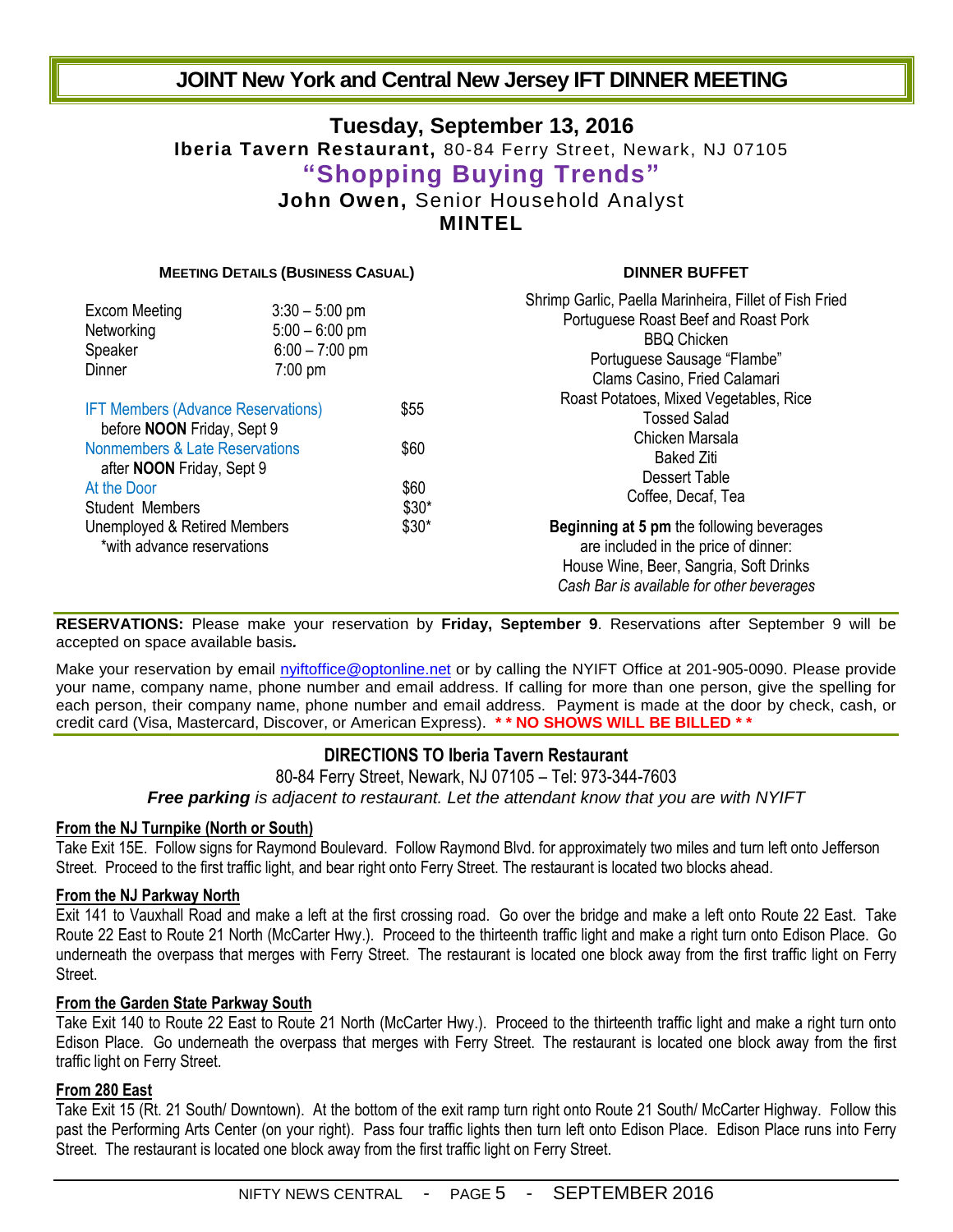# JOINT New York and Central New Jersey IFT DINNER MEETING

## Tuesday, September 13, 2016

**Iberia Tavern Restaurant,** 80-84 Ferry Street, Newark, NJ 07105

## "Shopping Buying Trends"

**John Owen,** Senior Household Analyst

**MINTEL**

### MEETING DETAILS (BUSINESS CASUAL)

| | |
|---|---|
| Excom Meeting | 3:30 – 5:00 pm |
| Networking | 5:00 – 6:00 pm |
| Speaker | 6:00 – 7:00 pm |
| Dinner | 7:00 pm |

| | |
|---|---|
| IFT Members (Advance Reservations) before **NOON** Friday, Sept 9 | $55 |
| Nonmembers & Late Reservations after **NOON** Friday, Sept 9 | $60 |
| At the Door | $60 |
| Student Members | $30* |
| Unemployed & Retired Members | $30* |

*with advance reservations

### DINNER BUFFET

Shrimp Garlic, Paella Marinheira, Fillet of Fish Fried
Portuguese Roast Beef and Roast Pork
BBQ Chicken
Portuguese Sausage "Flambe"
Clams Casino, Fried Calamari
Roast Potatoes, Mixed Vegetables, Rice
Tossed Salad
Chicken Marsala
Baked Ziti
Dessert Table
Coffee, Decaf, Tea

**Beginning at 5 pm** the following beverages are included in the price of dinner:
House Wine, Beer, Sangria, Soft Drinks
*Cash Bar is available for other beverages*

**RESERVATIONS:** Please make your reservation by **Friday, September 9**. Reservations after September 9 will be accepted on space available basis.

Make your reservation by email nyiftoffice@optonline.net or by calling the NYIFT Office at 201-905-0090. Please provide your name, company name, phone number and email address. If calling for more than one person, give the spelling for each person, their company name, phone number and email address. Payment is made at the door by check, cash, or credit card (Visa, Mastercard, Discover, or American Express). **\* \* NO SHOWS WILL BE BILLED \* \***

### DIRECTIONS TO Iberia Tavern Restaurant

80-84 Ferry Street, Newark, NJ 07105 – Tel: 973-344-7603

***Free parking** is adjacent to restaurant. Let the attendant know that you are with NYIFT*

**From the NJ Turnpike (North or South)**

Take Exit 15E. Follow signs for Raymond Boulevard. Follow Raymond Blvd. for approximately two miles and turn left onto Jefferson Street. Proceed to the first traffic light, and bear right onto Ferry Street. The restaurant is located two blocks ahead.

**From the NJ Parkway North**

Exit 141 to Vauxhall Road and make a left at the first crossing road. Go over the bridge and make a left onto Route 22 East. Take Route 22 East to Route 21 North (McCarter Hwy.). Proceed to the thirteenth traffic light and make a right turn onto Edison Place. Go underneath the overpass that merges with Ferry Street. The restaurant is located one block away from the first traffic light on Ferry Street.

**From the Garden State Parkway South**

Take Exit 140 to Route 22 East to Route 21 North (McCarter Hwy.). Proceed to the thirteenth traffic light and make a right turn onto Edison Place. Go underneath the overpass that merges with Ferry Street. The restaurant is located one block away from the first traffic light on Ferry Street.

**From 280 East**

Take Exit 15 (Rt. 21 South/ Downtown). At the bottom of the exit ramp turn right onto Route 21 South/ McCarter Highway. Follow this past the Performing Arts Center (on your right). Pass four traffic lights then turn left onto Edison Place. Edison Place runs into Ferry Street. The restaurant is located one block away from the first traffic light on Ferry Street.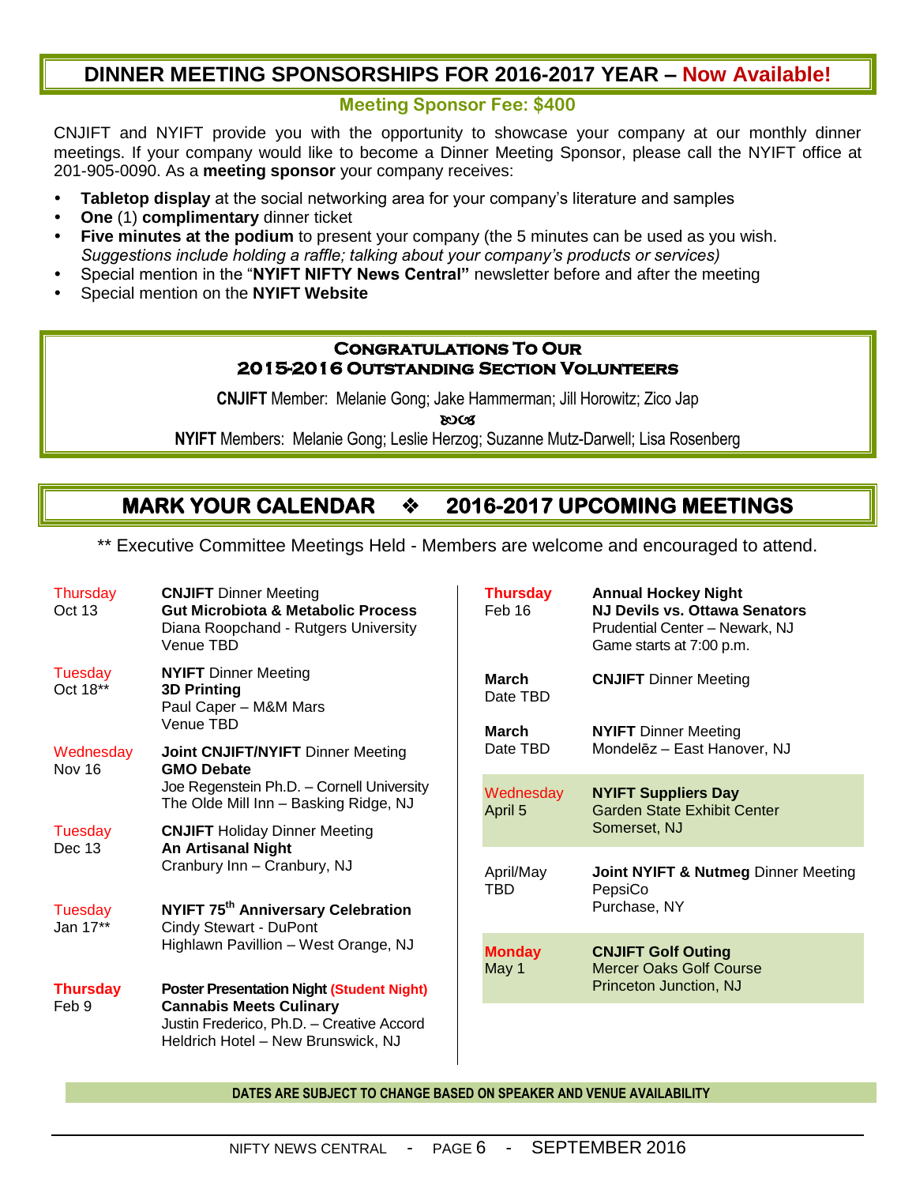## DINNER MEETING SPONSORSHIPS FOR 2016-2017 YEAR – Now Available!

**Meeting Sponsor Fee: $400**

CNJIFT and NYIFT provide you with the opportunity to showcase your company at our monthly dinner meetings. If your company would like to become a Dinner Meeting Sponsor, please call the NYIFT office at 201-905-0090. As a **meeting sponsor** your company receives:

- **Tabletop display** at the social networking area for your company's literature and samples
- **One** (1) **complimentary** dinner ticket
- **Five minutes at the podium** to present your company (the 5 minutes can be used as you wish. *Suggestions include holding a raffle; talking about your company's products or services)*
- Special mention in the "**NYIFT NIFTY News Central"** newsletter before and after the meeting
- Special mention on the **NYIFT Website**

### Congratulations To Our 2015-2016 Outstanding Section Volunteers

**CNJIFT** Member: Melanie Gong; Jake Hammerman; Jill Horowitz; Zico Jap

**NYIFT** Members: Melanie Gong; Leslie Herzog; Suzanne Mutz-Darwell; Lisa Rosenberg

## MARK YOUR CALENDAR ❖ 2016-2017 UPCOMING MEETINGS

** Executive Committee Meetings Held - Members are welcome and encouraged to attend.

| Date | Event |
|---|---|
| Thursday Oct 13 | **CNJIFT** Dinner Meeting<br>**Gut Microbiota & Metabolic Process**<br>Diana Roopchand - Rutgers University<br>Venue TBD |
| Tuesday Oct 18** | **NYIFT** Dinner Meeting<br>**3D Printing**<br>Paul Caper – M&M Mars<br>Venue TBD |
| Wednesday Nov 16 | **Joint CNJIFT/NYIFT** Dinner Meeting<br>**GMO Debate**<br>Joe Regenstein Ph.D. – Cornell University<br>The Olde Mill Inn – Basking Ridge, NJ |
| Tuesday Dec 13 | **CNJIFT** Holiday Dinner Meeting<br>**An Artisanal Night**<br>Cranbury Inn – Cranbury, NJ |
| Tuesday Jan 17** | **NYIFT 75th Anniversary Celebration**<br>Cindy Stewart - DuPont<br>Highlawn Pavillion – West Orange, NJ |
| **Thursday** Feb 9 | **Poster Presentation Night (Student Night)**<br>**Cannabis Meets Culinary**<br>Justin Frederico, Ph.D. – Creative Accord<br>Heldrich Hotel – New Brunswick, NJ |
| **Thursday** Feb 16 | **Annual Hockey Night**<br>**NJ Devils vs. Ottawa Senators**<br>Prudential Center – Newark, NJ<br>Game starts at 7:00 p.m. |
| **March** Date TBD | **CNJIFT** Dinner Meeting |
| **March** Date TBD | **NYIFT** Dinner Meeting<br>Mondelēz – East Hanover, NJ |
| Wednesday April 5 | **NYIFT Suppliers Day**<br>Garden State Exhibit Center<br>Somerset, NJ |
| April/May TBD | **Joint NYIFT & Nutmeg** Dinner Meeting<br>PepsiCo<br>Purchase, NY |
| **Monday** May 1 | **CNJIFT Golf Outing**<br>Mercer Oaks Golf Course<br>Princeton Junction, NJ |

**DATES ARE SUBJECT TO CHANGE BASED ON SPEAKER AND VENUE AVAILABILITY**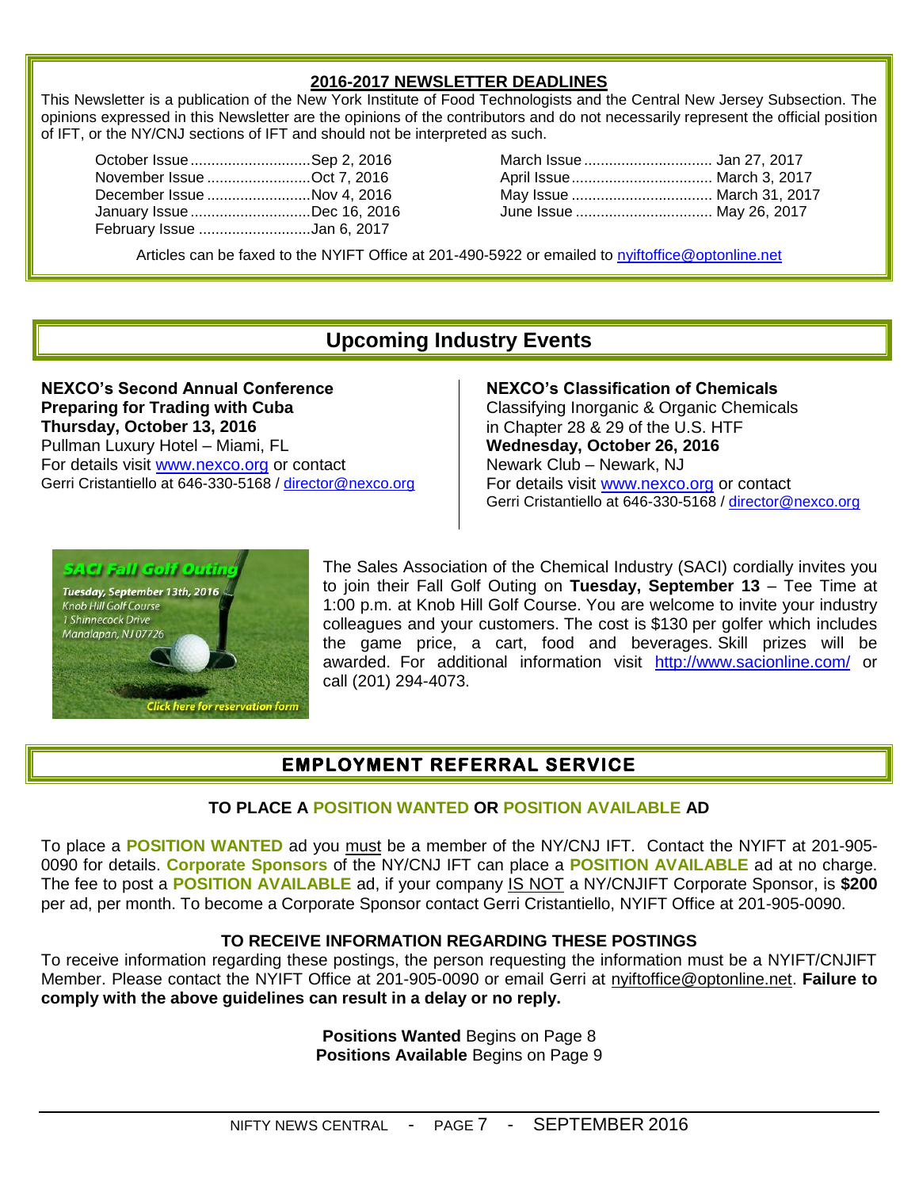## 2016-2017 NEWSLETTER DEADLINES

This Newsletter is a publication of the New York Institute of Food Technologists and the Central New Jersey Subsection. The opinions expressed in this Newsletter are the opinions of the contributors and do not necessarily represent the official position of IFT, or the NY/CNJ sections of IFT and should not be interpreted as such.

| Issue | Deadline |
|---|---|
| October Issue | Sep 2, 2016 |
| November Issue | Oct 7, 2016 |
| December Issue | Nov 4, 2016 |
| January Issue | Dec 16, 2016 |
| February Issue | Jan 6, 2017 |
| March Issue | Jan 27, 2017 |
| April Issue | March 3, 2017 |
| May Issue | March 31, 2017 |
| June Issue | May 26, 2017 |

Articles can be faxed to the NYIFT Office at 201-490-5922 or emailed to nyiftoffice@optonline.net

## Upcoming Industry Events

**NEXCO's Second Annual Conference**
**Preparing for Trading with Cuba**
**Thursday, October 13, 2016**
Pullman Luxury Hotel – Miami, FL
For details visit www.nexco.org or contact
Gerri Cristantiello at 646-330-5168 / director@nexco.org

**NEXCO's Classification of Chemicals**
Classifying Inorganic & Organic Chemicals
in Chapter 28 & 29 of the U.S. HTF
**Wednesday, October 26, 2016**
Newark Club – Newark, NJ
For details visit www.nexco.org or contact
Gerri Cristantiello at 646-330-5168 / director@nexco.org

*SACI Fall Golf Outing*
*Tuesday, September 13th, 2016*
*Knob Hill Golf Course*
*1 Shinnecock Drive*
*Manalapan, NJ 07726*
*Click here for reservation form*

The Sales Association of the Chemical Industry (SACI) cordially invites you to join their Fall Golf Outing on **Tuesday, September 13** – Tee Time at 1:00 p.m. at Knob Hill Golf Course. You are welcome to invite your industry colleagues and your customers. The cost is $130 per golfer which includes the game price, a cart, food and beverages. Skill prizes will be awarded. For additional information visit http://www.sacionline.com/ or call (201) 294-4073.

## EMPLOYMENT REFERRAL SERVICE

**TO PLACE A POSITION WANTED OR POSITION AVAILABLE AD**

To place a **POSITION WANTED** ad you must be a member of the NY/CNJ IFT. Contact the NYIFT at 201-905-0090 for details. **Corporate Sponsors** of the NY/CNJ IFT can place a **POSITION AVAILABLE** ad at no charge. The fee to post a **POSITION AVAILABLE** ad, if your company IS NOT a NY/CNJIFT Corporate Sponsor, is **$200** per ad, per month. To become a Corporate Sponsor contact Gerri Cristantiello, NYIFT Office at 201-905-0090.

**TO RECEIVE INFORMATION REGARDING THESE POSTINGS**

To receive information regarding these postings, the person requesting the information must be a NYIFT/CNJIFT Member. Please contact the NYIFT Office at 201-905-0090 or email Gerri at nyiftoffice@optonline.net. **Failure to comply with the above guidelines can result in a delay or no reply.**

**Positions Wanted** Begins on Page 8
**Positions Available** Begins on Page 9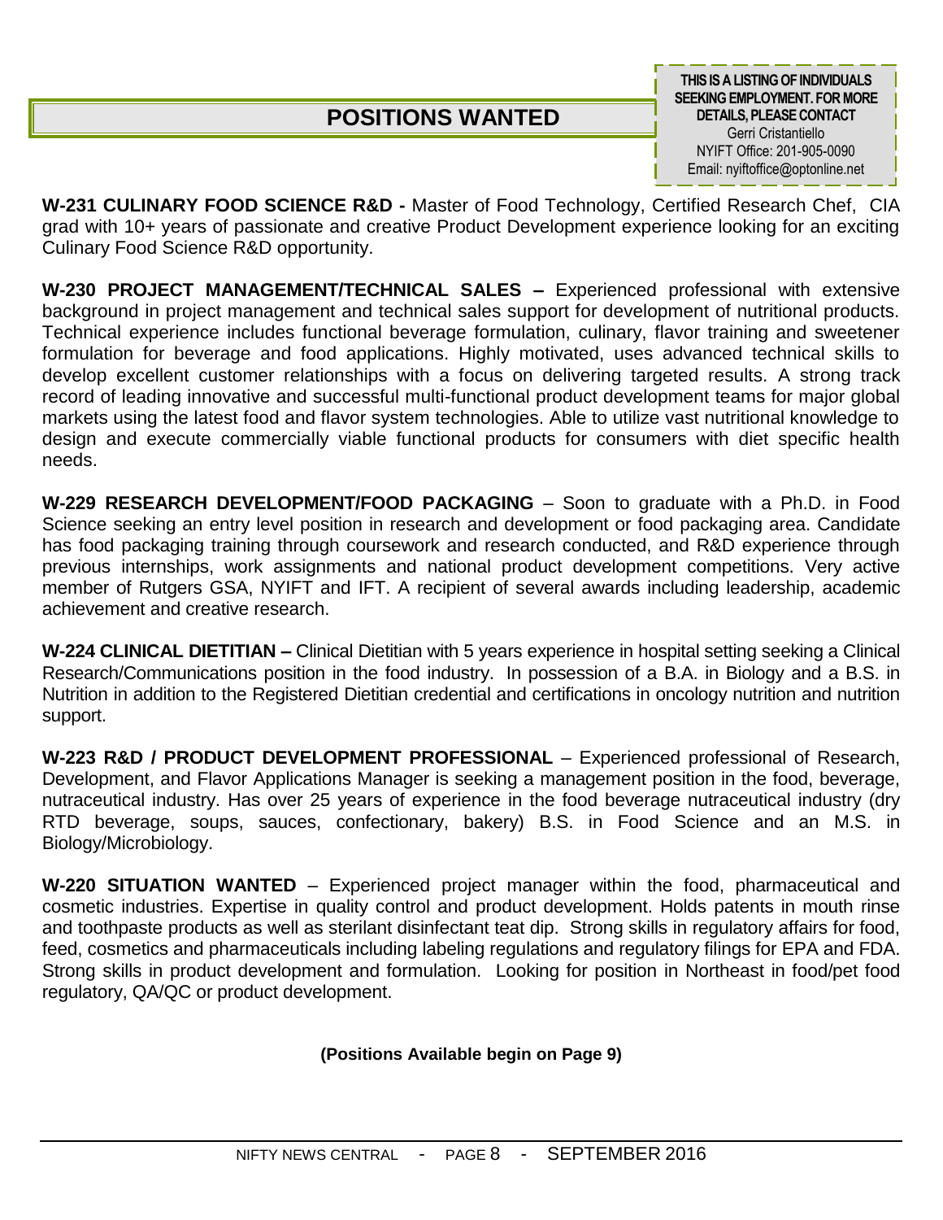# POSITIONS WANTED

**THIS IS A LISTING OF INDIVIDUALS SEEKING EMPLOYMENT. FOR MORE DETAILS, PLEASE CONTACT**
Gerri Cristantiello
NYIFT Office: 201-905-0090
Email: nyiftoffice@optonline.net

**W-231 CULINARY FOOD SCIENCE R&D -** Master of Food Technology, Certified Research Chef, CIA grad with 10+ years of passionate and creative Product Development experience looking for an exciting Culinary Food Science R&D opportunity.

**W-230 PROJECT MANAGEMENT/TECHNICAL SALES –** Experienced professional with extensive background in project management and technical sales support for development of nutritional products. Technical experience includes functional beverage formulation, culinary, flavor training and sweetener formulation for beverage and food applications. Highly motivated, uses advanced technical skills to develop excellent customer relationships with a focus on delivering targeted results. A strong track record of leading innovative and successful multi-functional product development teams for major global markets using the latest food and flavor system technologies. Able to utilize vast nutritional knowledge to design and execute commercially viable functional products for consumers with diet specific health needs.

**W-229 RESEARCH DEVELOPMENT/FOOD PACKAGING** – Soon to graduate with a Ph.D. in Food Science seeking an entry level position in research and development or food packaging area. Candidate has food packaging training through coursework and research conducted, and R&D experience through previous internships, work assignments and national product development competitions. Very active member of Rutgers GSA, NYIFT and IFT. A recipient of several awards including leadership, academic achievement and creative research.

**W-224 CLINICAL DIETITIAN –** Clinical Dietitian with 5 years experience in hospital setting seeking a Clinical Research/Communications position in the food industry. In possession of a B.A. in Biology and a B.S. in Nutrition in addition to the Registered Dietitian credential and certifications in oncology nutrition and nutrition support.

**W-223 R&D / PRODUCT DEVELOPMENT PROFESSIONAL** – Experienced professional of Research, Development, and Flavor Applications Manager is seeking a management position in the food, beverage, nutraceutical industry. Has over 25 years of experience in the food beverage nutraceutical industry (dry RTD beverage, soups, sauces, confectionary, bakery) B.S. in Food Science and an M.S. in Biology/Microbiology.

**W-220 SITUATION WANTED** – Experienced project manager within the food, pharmaceutical and cosmetic industries. Expertise in quality control and product development. Holds patents in mouth rinse and toothpaste products as well as sterilant disinfectant teat dip. Strong skills in regulatory affairs for food, feed, cosmetics and pharmaceuticals including labeling regulations and regulatory filings for EPA and FDA. Strong skills in product development and formulation. Looking for position in Northeast in food/pet food regulatory, QA/QC or product development.

**(Positions Available begin on Page 9)**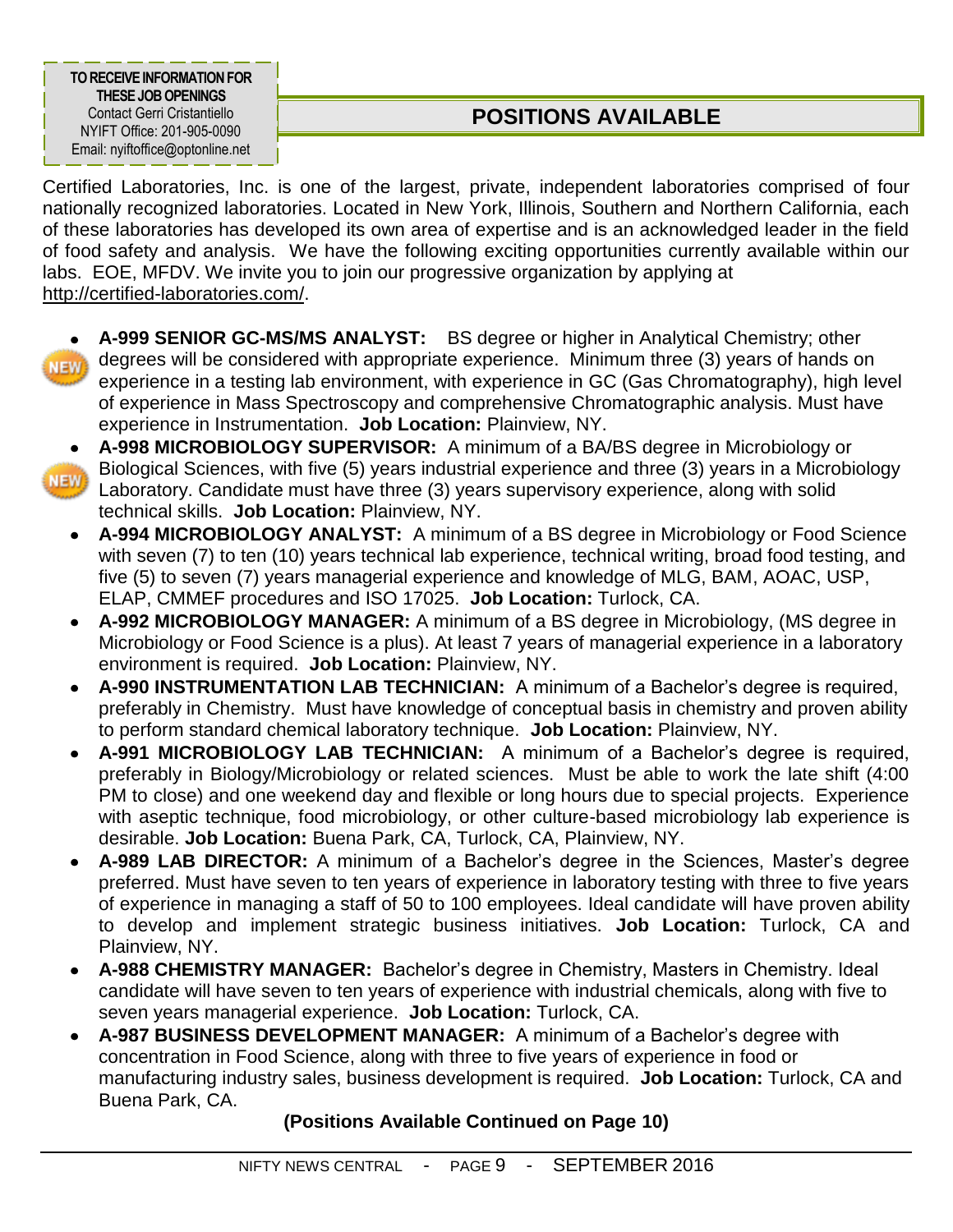**TO RECEIVE INFORMATION FOR THESE JOB OPENINGS**
Contact Gerri Cristantiello
NYIFT Office: 201-905-0090
Email: nyiftoffice@optonline.net

## POSITIONS AVAILABLE

Certified Laboratories, Inc. is one of the largest, private, independent laboratories comprised of four nationally recognized laboratories. Located in New York, Illinois, Southern and Northern California, each of these laboratories has developed its own area of expertise and is an acknowledged leader in the field of food safety and analysis. We have the following exciting opportunities currently available within our labs. EOE, MFDV. We invite you to join our progressive organization by applying at http://certified-laboratories.com/.

- NEW **A-999 SENIOR GC-MS/MS ANALYST:** BS degree or higher in Analytical Chemistry; other degrees will be considered with appropriate experience. Minimum three (3) years of hands on experience in a testing lab environment, with experience in GC (Gas Chromatography), high level of experience in Mass Spectroscopy and comprehensive Chromatographic analysis. Must have experience in Instrumentation. **Job Location:** Plainview, NY.
- NEW **A-998 MICROBIOLOGY SUPERVISOR:** A minimum of a BA/BS degree in Microbiology or Biological Sciences, with five (5) years industrial experience and three (3) years in a Microbiology Laboratory. Candidate must have three (3) years supervisory experience, along with solid technical skills. **Job Location:** Plainview, NY.
- **A-994 MICROBIOLOGY ANALYST:** A minimum of a BS degree in Microbiology or Food Science with seven (7) to ten (10) years technical lab experience, technical writing, broad food testing, and five (5) to seven (7) years managerial experience and knowledge of MLG, BAM, AOAC, USP, ELAP, CMMEF procedures and ISO 17025. **Job Location:** Turlock, CA.
- **A-992 MICROBIOLOGY MANAGER:** A minimum of a BS degree in Microbiology, (MS degree in Microbiology or Food Science is a plus). At least 7 years of managerial experience in a laboratory environment is required. **Job Location:** Plainview, NY.
- **A-990 INSTRUMENTATION LAB TECHNICIAN:** A minimum of a Bachelor's degree is required, preferably in Chemistry. Must have knowledge of conceptual basis in chemistry and proven ability to perform standard chemical laboratory technique. **Job Location:** Plainview, NY.
- **A-991 MICROBIOLOGY LAB TECHNICIAN:** A minimum of a Bachelor's degree is required, preferably in Biology/Microbiology or related sciences. Must be able to work the late shift (4:00 PM to close) and one weekend day and flexible or long hours due to special projects. Experience with aseptic technique, food microbiology, or other culture-based microbiology lab experience is desirable. **Job Location:** Buena Park, CA, Turlock, CA, Plainview, NY.
- **A-989 LAB DIRECTOR:** A minimum of a Bachelor's degree in the Sciences, Master's degree preferred. Must have seven to ten years of experience in laboratory testing with three to five years of experience in managing a staff of 50 to 100 employees. Ideal candidate will have proven ability to develop and implement strategic business initiatives. **Job Location:** Turlock, CA and Plainview, NY.
- **A-988 CHEMISTRY MANAGER:** Bachelor's degree in Chemistry, Masters in Chemistry. Ideal candidate will have seven to ten years of experience with industrial chemicals, along with five to seven years managerial experience. **Job Location:** Turlock, CA.
- **A-987 BUSINESS DEVELOPMENT MANAGER:** A minimum of a Bachelor's degree with concentration in Food Science, along with three to five years of experience in food or manufacturing industry sales, business development is required. **Job Location:** Turlock, CA and Buena Park, CA.

**(Positions Available Continued on Page 10)**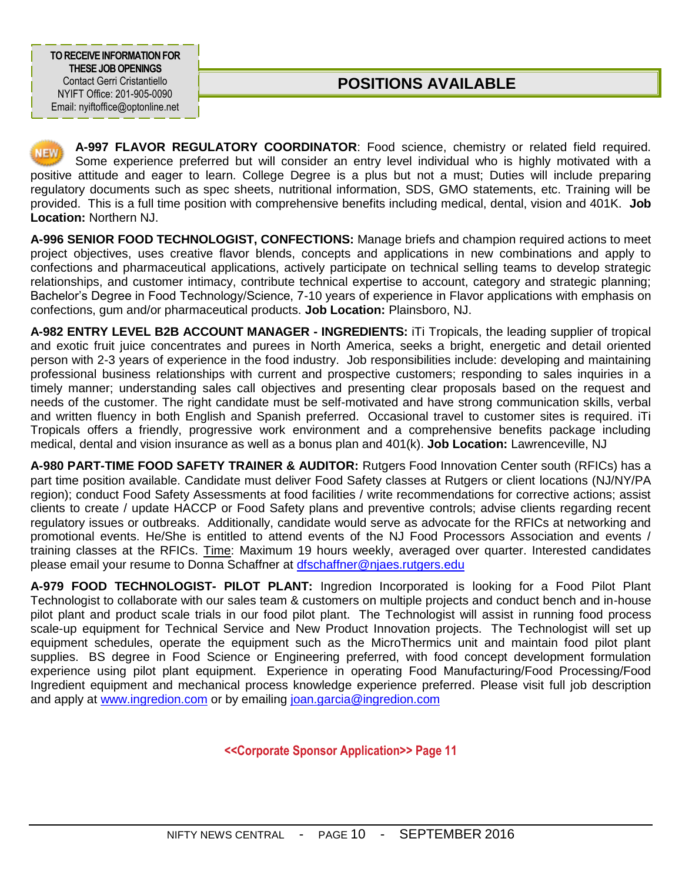**TO RECEIVE INFORMATION FOR THESE JOB OPENINGS**
Contact Gerri Cristantiello
NYIFT Office: 201-905-0090
Email: nyiftoffice@optonline.net

## POSITIONS AVAILABLE

NEW **A-997 FLAVOR REGULATORY COORDINATOR**: Food science, chemistry or related field required. Some experience preferred but will consider an entry level individual who is highly motivated with a positive attitude and eager to learn. College Degree is a plus but not a must; Duties will include preparing regulatory documents such as spec sheets, nutritional information, SDS, GMO statements, etc. Training will be provided. This is a full time position with comprehensive benefits including medical, dental, vision and 401K. **Job Location:** Northern NJ.

**A-996 SENIOR FOOD TECHNOLOGIST, CONFECTIONS:** Manage briefs and champion required actions to meet project objectives, uses creative flavor blends, concepts and applications in new combinations and apply to confections and pharmaceutical applications, actively participate on technical selling teams to develop strategic relationships, and customer intimacy, contribute technical expertise to account, category and strategic planning; Bachelor's Degree in Food Technology/Science, 7-10 years of experience in Flavor applications with emphasis on confections, gum and/or pharmaceutical products. **Job Location:** Plainsboro, NJ.

**A-982 ENTRY LEVEL B2B ACCOUNT MANAGER - INGREDIENTS:** iTi Tropicals, the leading supplier of tropical and exotic fruit juice concentrates and purees in North America, seeks a bright, energetic and detail oriented person with 2-3 years of experience in the food industry. Job responsibilities include: developing and maintaining professional business relationships with current and prospective customers; responding to sales inquiries in a timely manner; understanding sales call objectives and presenting clear proposals based on the request and needs of the customer. The right candidate must be self-motivated and have strong communication skills, verbal and written fluency in both English and Spanish preferred. Occasional travel to customer sites is required. iTi Tropicals offers a friendly, progressive work environment and a comprehensive benefits package including medical, dental and vision insurance as well as a bonus plan and 401(k). **Job Location:** Lawrenceville, NJ

**A-980 PART-TIME FOOD SAFETY TRAINER & AUDITOR:** Rutgers Food Innovation Center south (RFICs) has a part time position available. Candidate must deliver Food Safety classes at Rutgers or client locations (NJ/NY/PA region); conduct Food Safety Assessments at food facilities / write recommendations for corrective actions; assist clients to create / update HACCP or Food Safety plans and preventive controls; advise clients regarding recent regulatory issues or outbreaks. Additionally, candidate would serve as advocate for the RFICs at networking and promotional events. He/She is entitled to attend events of the NJ Food Processors Association and events / training classes at the RFICs. Time: Maximum 19 hours weekly, averaged over quarter. Interested candidates please email your resume to Donna Schaffner at dfschaffner@njaes.rutgers.edu

**A-979 FOOD TECHNOLOGIST- PILOT PLANT:** Ingredion Incorporated is looking for a Food Pilot Plant Technologist to collaborate with our sales team & customers on multiple projects and conduct bench and in-house pilot plant and product scale trials in our food pilot plant. The Technologist will assist in running food process scale-up equipment for Technical Service and New Product Innovation projects. The Technologist will set up equipment schedules, operate the equipment such as the MicroThermics unit and maintain food pilot plant supplies. BS degree in Food Science or Engineering preferred, with food concept development formulation experience using pilot plant equipment. Experience in operating Food Manufacturing/Food Processing/Food Ingredient equipment and mechanical process knowledge experience preferred. Please visit full job description and apply at www.ingredion.com or by emailing joan.garcia@ingredion.com

<<Corporate Sponsor Application>> Page 11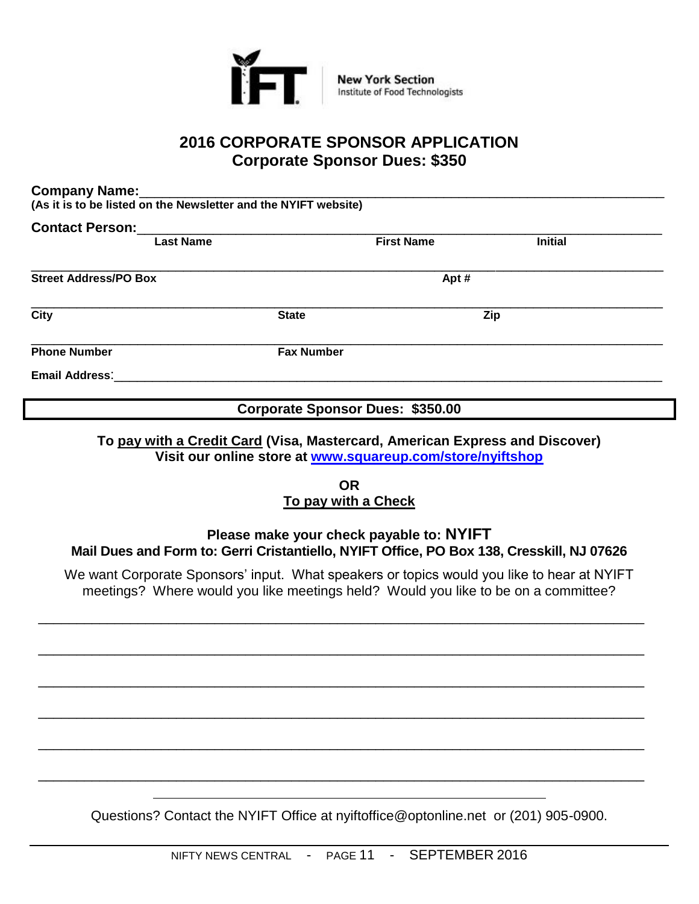New York Section
Institute of Food Technologists

## 2016 CORPORATE SPONSOR APPLICATION
## Corporate Sponsor Dues: $350

**Company Name:**_______________________________________________________________
**(As it is to be listed on the Newsletter and the NYIFT website)**

**Contact Person:**_______________________________________________________________
**Last Name** **First Name** **Initial**

_______________________________________________________________________________
**Street Address/PO Box** **Apt #**

_______________________________________________________________________________
**City** **State** **Zip**

_______________________________________________________________________________
**Phone Number** **Fax Number**

**Email Address**:_________________________________________________________________

**Corporate Sponsor Dues: $350.00**

**To pay with a Credit Card (Visa, Mastercard, American Express and Discover)**
**Visit our online store at www.squareup.com/store/nyiftshop**

**OR**
**To pay with a Check**

**Please make your check payable to: NYIFT**
**Mail Dues and Form to: Gerri Cristantiello, NYIFT Office, PO Box 138, Cresskill, NJ 07626**

We want Corporate Sponsors' input. What speakers or topics would you like to hear at NYIFT meetings? Where would you like meetings held? Would you like to be on a committee?

_______________________________________________________________________________

_______________________________________________________________________________

_______________________________________________________________________________

_______________________________________________________________________________

_______________________________________________________________________________

_______________________________________________________________________________

Questions? Contact the NYIFT Office at nyiftoffice@optonline.net or (201) 905-0900.